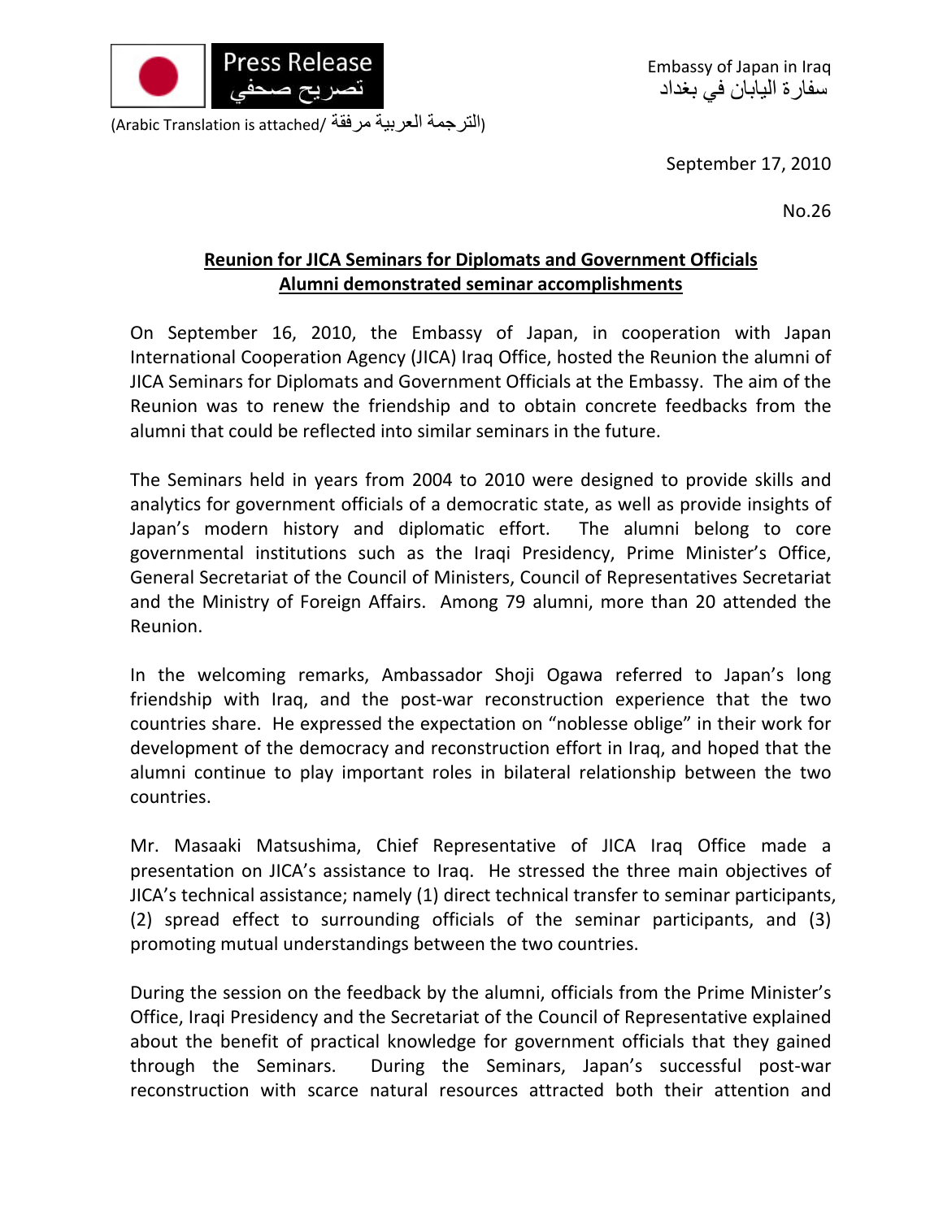Press Release
تصريح صحفي

(Arabic Translation is attached/ الترجمة العربية مرفقة)

Embassy of Japan in Iraq
سفارة اليابان في بغداد

September 17, 2010

No.26

## Reunion for JICA Seminars for Diplomats and Government Officials Alumni demonstrated seminar accomplishments

On September 16, 2010, the Embassy of Japan, in cooperation with Japan International Cooperation Agency (JICA) Iraq Office, hosted the Reunion the alumni of JICA Seminars for Diplomats and Government Officials at the Embassy. The aim of the Reunion was to renew the friendship and to obtain concrete feedbacks from the alumni that could be reflected into similar seminars in the future.

The Seminars held in years from 2004 to 2010 were designed to provide skills and analytics for government officials of a democratic state, as well as provide insights of Japan's modern history and diplomatic effort. The alumni belong to core governmental institutions such as the Iraqi Presidency, Prime Minister's Office, General Secretariat of the Council of Ministers, Council of Representatives Secretariat and the Ministry of Foreign Affairs. Among 79 alumni, more than 20 attended the Reunion.

In the welcoming remarks, Ambassador Shoji Ogawa referred to Japan's long friendship with Iraq, and the post-war reconstruction experience that the two countries share. He expressed the expectation on "noblesse oblige" in their work for development of the democracy and reconstruction effort in Iraq, and hoped that the alumni continue to play important roles in bilateral relationship between the two countries.

Mr. Masaaki Matsushima, Chief Representative of JICA Iraq Office made a presentation on JICA's assistance to Iraq. He stressed the three main objectives of JICA's technical assistance; namely (1) direct technical transfer to seminar participants, (2) spread effect to surrounding officials of the seminar participants, and (3) promoting mutual understandings between the two countries.

During the session on the feedback by the alumni, officials from the Prime Minister's Office, Iraqi Presidency and the Secretariat of the Council of Representative explained about the benefit of practical knowledge for government officials that they gained through the Seminars. During the Seminars, Japan's successful post-war reconstruction with scarce natural resources attracted both their attention and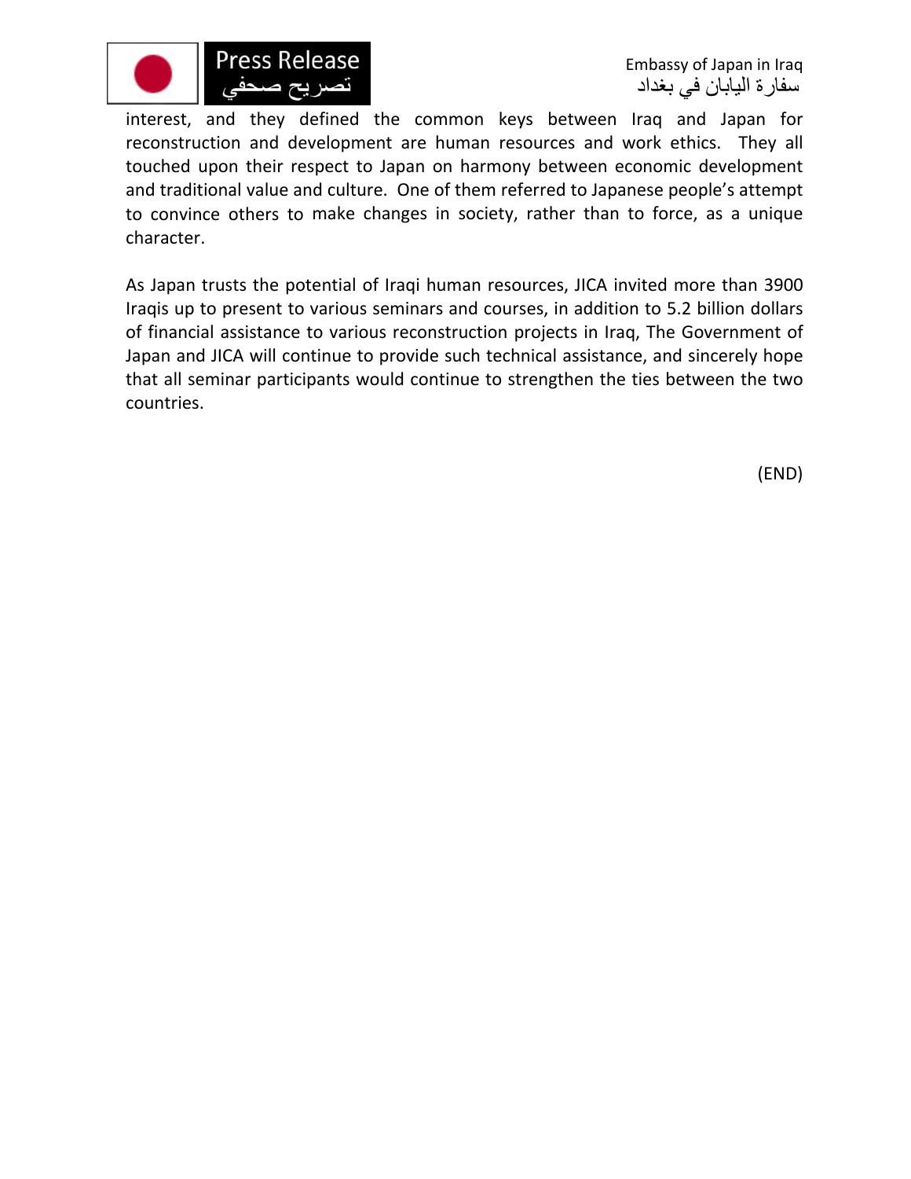interest, and they defined the common keys between Iraq and Japan for reconstruction and development are human resources and work ethics. They all touched upon their respect to Japan on harmony between economic development and traditional value and culture. One of them referred to Japanese people's attempt to convince others to make changes in society, rather than to force, as a unique character.

As Japan trusts the potential of Iraqi human resources, JICA invited more than 3900 Iraqis up to present to various seminars and courses, in addition to 5.2 billion dollars of financial assistance to various reconstruction projects in Iraq, The Government of Japan and JICA will continue to provide such technical assistance, and sincerely hope that all seminar participants would continue to strengthen the ties between the two countries.

(END)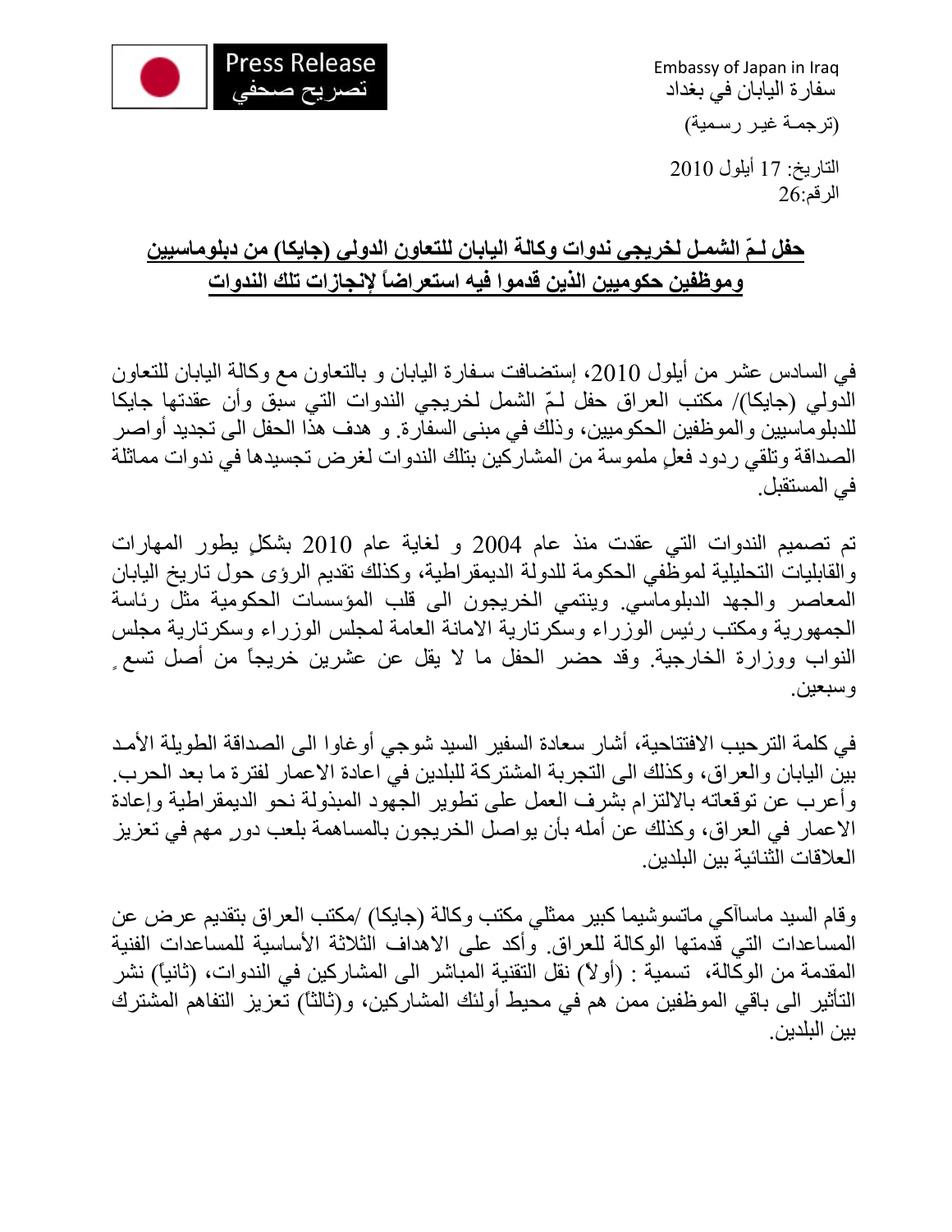Press Release
تصريح صحفي

Embassy of Japan in Iraq
سفارة اليابان في بغداد
(ترجمة غير رسمية)

التاريخ: 17 أيلول 2010
الرقم:26

**حفل لمّ الشمل لخريجي ندوات وكالة اليابان للتعاون الدولي (جايكا) من دبلوماسيين وموظفين حكوميين الذين قدموا فيه استعراضاً لإنجازات تلك الندوات**

في السادس عشر من أيلول 2010، إستضافت سفارة اليابان و بالتعاون مع وكالة اليابان للتعاون الدولي (جايكا)/ مكتب العراق حفل لمّ الشمل لخريجي الندوات التي سبق وأن عقدتها جايكا للدبلوماسيين والموظفين الحكوميين، وذلك في مبنى السفارة. و هدف هذا الحفل الى تجديد أواصر الصداقة وتلقي ردود فعلٍ ملموسة من المشاركين بتلك الندوات لغرض تجسيدها في ندوات مماثلة في المستقبل.

تم تصميم الندوات التي عقدت منذ عام 2004 و لغاية عام 2010 بشكلٍ يطور المهارات والقابليات التحليلية لموظفي الحكومة للدولة الديمقراطية، وكذلك تقديم الرؤى حول تاريخ اليابان المعاصر والجهد الدبلوماسي. وينتمي الخريجون الى قلب المؤسسات الحكومية مثل رئاسة الجمهورية ومكتب رئيس الوزراء وسكرتارية الامانة العامة لمجلس الوزراء وسكرتارية مجلس النواب ووزارة الخارجية. وقد حضر الحفل ما لا يقل عن عشرين خريجاً من أصل تسعٍ وسبعين.

في كلمة الترحيب الافتتاحية، أشار سعادة السفير السيد شوجي أوغاوا الى الصداقة الطويلة الأمد بين اليابان والعراق، وكذلك الى التجربة المشتركة للبلدين في اعادة الاعمار لفترة ما بعد الحرب. وأعرب عن توقعاته بالالتزام بشرف العمل على تطوير الجهود المبذولة نحو الديمقراطية وإعادة الاعمار في العراق، وكذلك عن أمله بأن يواصل الخريجون بالمساهمة بلعب دورٍ مهم في تعزيز العلاقات الثنائية بين البلدين.

وقام السيد ماساآكي ماتسوشيما كبير ممثلي مكتب وكالة (جايكا) /مكتب العراق بتقديم عرض عن المساعدات التي قدمتها الوكالة للعراق. وأكد على الاهداف الثلاثة الأساسية للمساعدات الفنية المقدمة من الوكالة، تسمية : (أولاً) نقل التقنية المباشر الى المشاركين في الندوات، (ثانياً) نشر التأثير الى باقي الموظفين ممن هم في محيط أولئك المشاركين، و(ثالثاً) تعزيز التفاهم المشترك بين البلدين.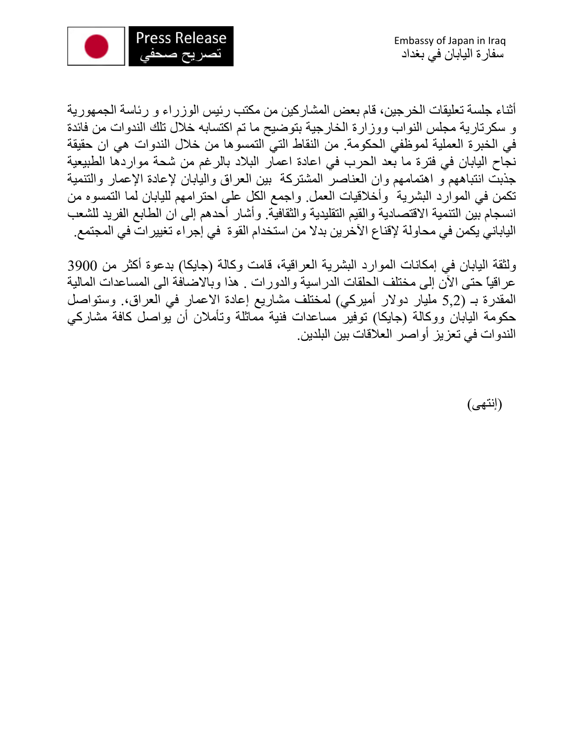أثناء جلسة تعليقات الخرجين، قام بعض المشاركين من مكتب رئيس الوزراء و رئاسة الجمهورية و سكرتارية مجلس النواب ووزارة الخارجية بتوضيح ما تم اكتسابه خلال تلك الندوات من فائدة في الخبرة العملية لموظفي الحكومة. من النقاط التي التمسوها من خلال الندوات هي ان حقيقة نجاح اليابان في فترة ما بعد الحرب في اعادة اعمار البلاد بالرغم من شحة مواردها الطبيعية جذبت انتباههم و اهتمامهم وان العناصر المشتركة بين العراق واليابان لإعادة الإعمار والتنمية تكمن في الموارد البشرية وأخلاقيات العمل. واجمع الكل على احترامهم لليابان لما التمسوه من انسجام بين التنمية الاقتصادية والقيم التقليدية والثقافية. وأشار أحدهم إلى ان الطابع الفريد للشعب الياباني يكمن في محاولة لإقناع الآخرين بدلا من استخدام القوة في إجراء تغييرات في المجتمع.

ولثقة اليابان في إمكانات الموارد البشرية العراقية، قامت وكالة (جايكا) بدعوة أكثر من 3900 عراقياً حتى الآن إلى مختلف الحلقات الدراسية والدورات . هذا وبالاضافة الى المساعدات المالية المقدرة بـ (5,2 مليار دولار أميركي) لمختلف مشاريع إعادة الاعمار في العراق،. وستواصل حكومة اليابان ووكالة (جايكا) توفير مساعدات فنية مماثلة وتأملان أن يواصل كافة مشاركي الندوات في تعزيز أواصر العلاقات بين البلدين.

(إنتهى)